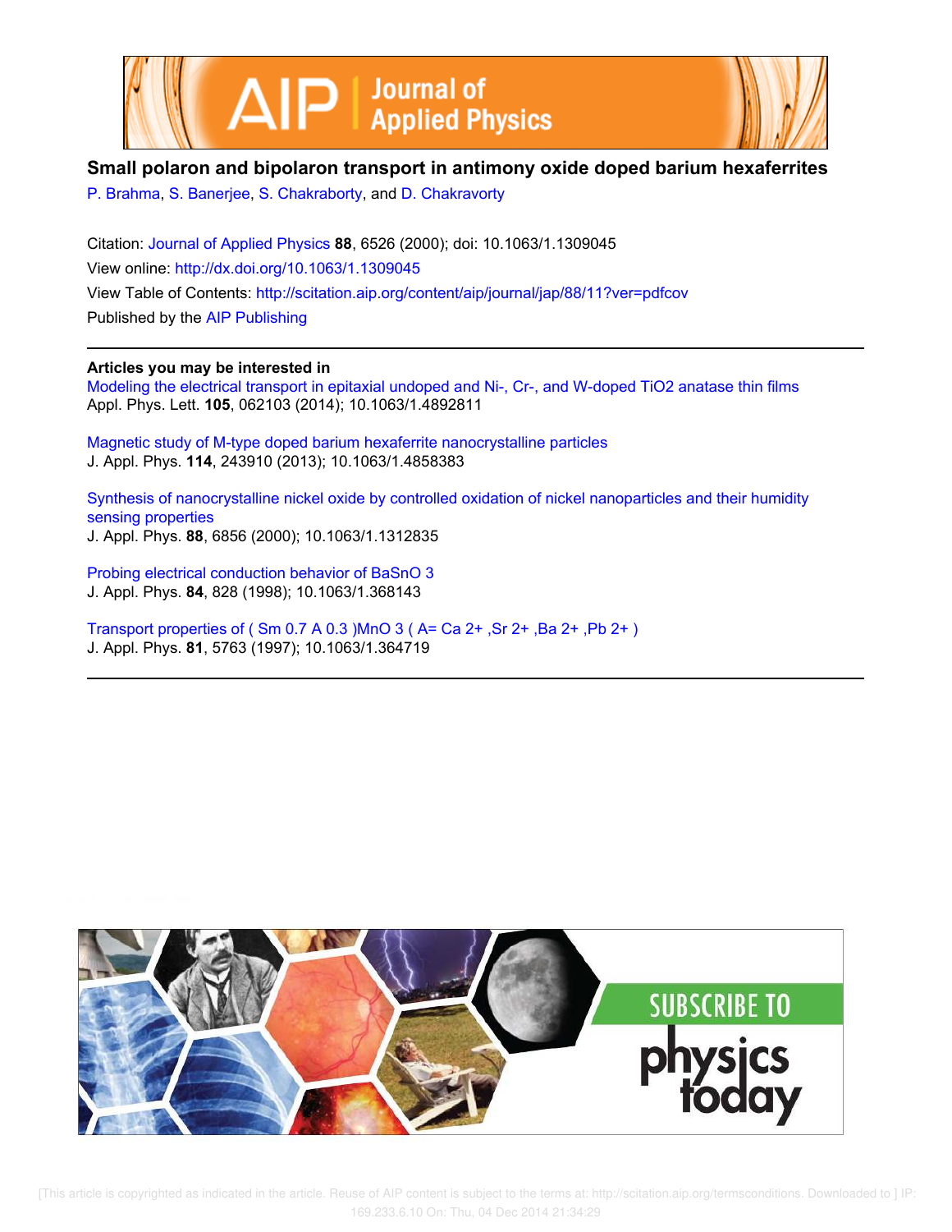# Small polaron and bipolaron transport in antimony oxide doped barium hexaferrites

P. Brahma, S. Banerjee, S. Chakraborty, and D. Chakravorty

Citation: Journal of Applied Physics **88**, 6526 (2000); doi: 10.1063/1.1309045

View online: http://dx.doi.org/10.1063/1.1309045

View Table of Contents: http://scitation.aip.org/content/aip/journal/jap/88/11?ver=pdfcov

Published by the AIP Publishing

## Articles you may be interested in

Modeling the electrical transport in epitaxial undoped and Ni-, Cr-, and W-doped TiO2 anatase thin films
Appl. Phys. Lett. **105**, 062103 (2014); 10.1063/1.4892811

Magnetic study of M-type doped barium hexaferrite nanocrystalline particles
J. Appl. Phys. **114**, 243910 (2013); 10.1063/1.4858383

Synthesis of nanocrystalline nickel oxide by controlled oxidation of nickel nanoparticles and their humidity sensing properties
J. Appl. Phys. **88**, 6856 (2000); 10.1063/1.1312835

Probing electrical conduction behavior of BaSnO 3
J. Appl. Phys. **84**, 828 (1998); 10.1063/1.368143

Transport properties of ( Sm 0.7 A 0.3 )MnO 3 ( A= Ca 2+ ,Sr 2+ ,Ba 2+ ,Pb 2+ )
J. Appl. Phys. **81**, 5763 (1997); 10.1063/1.364719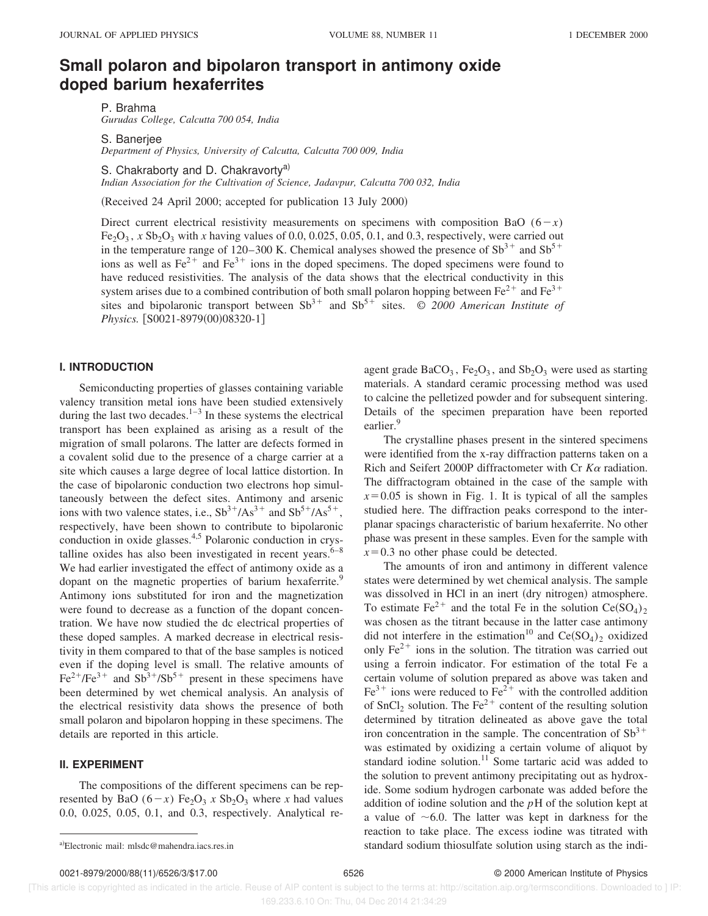# Small polaron and bipolaron transport in antimony oxide doped barium hexaferrites

P. Brahma
*Gurudas College, Calcutta 700 054, India*

S. Banerjee
*Department of Physics, University of Calcutta, Calcutta 700 009, India*

S. Chakraborty and D. Chakravorty[a]
*Indian Association for the Cultivation of Science, Jadavpur, Calcutta 700 032, India*

(Received 24 April 2000; accepted for publication 13 July 2000)

Direct current electrical resistivity measurements on specimens with composition BaO $(6-x)$ $Fe_2O_3$, $x$ $Sb_2O_3$ with $x$ having values of 0.0, 0.025, 0.05, 0.1, and 0.3, respectively, were carried out in the temperature range of 120–300 K. Chemical analyses showed the presence of $Sb^{3+}$ and $Sb^{5+}$ ions as well as $Fe^{2+}$ and $Fe^{3+}$ ions in the doped specimens. The doped specimens were found to have reduced resistivities. The analysis of the data shows that the electrical conductivity in this system arises due to a combined contribution of both small polaron hopping between $Fe^{2+}$ and $Fe^{3+}$ sites and bipolaronic transport between $Sb^{3+}$ and $Sb^{5+}$ sites. © *2000 American Institute of Physics.* [S0021-8979(00)08320-1]

## I. INTRODUCTION

Semiconducting properties of glasses containing variable valency transition metal ions have been studied extensively during the last two decades.[1–3] In these systems the electrical transport has been explained as arising as a result of the migration of small polarons. The latter are defects formed in a covalent solid due to the presence of a charge carrier at a site which causes a large degree of local lattice distortion. In the case of bipolaronic conduction two electrons hop simultaneously between the defect sites. Antimony and arsenic ions with two valence states, i.e., $Sb^{3+}/As^{3+}$ and $Sb^{5+}/As^{5+}$, respectively, have been shown to contribute to bipolaronic conduction in oxide glasses.[4,5] Polaronic conduction in crystalline oxides has also been investigated in recent years.[6–8] We had earlier investigated the effect of antimony oxide as a dopant on the magnetic properties of barium hexaferrite.[9] Antimony ions substituted for iron and the magnetization were found to decrease as a function of the dopant concentration. We have now studied the dc electrical properties of these doped samples. A marked decrease in electrical resistivity in them compared to that of the base samples is noticed even if the doping level is small. The relative amounts of $Fe^{2+}/Fe^{3+}$ and $Sb^{3+}/Sb^{5+}$ present in these specimens have been determined by wet chemical analysis. An analysis of the electrical resistivity data shows the presence of both small polaron and bipolaron hopping in these specimens. The details are reported in this article.

## II. EXPERIMENT

The compositions of the different specimens can be represented by BaO $(6-x)$ $Fe_2O_3$ $x$ $Sb_2O_3$ where $x$ had values 0.0, 0.025, 0.05, 0.1, and 0.3, respectively. Analytical reagent grade $BaCO_3$, $Fe_2O_3$, and $Sb_2O_3$ were used as starting materials. A standard ceramic processing method was used to calcine the pelletized powder and for subsequent sintering. Details of the specimen preparation have been reported earlier.[9]

The crystalline phases present in the sintered specimens were identified from the x-ray diffraction patterns taken on a Rich and Seifert 2000P diffractometer with Cr $K\alpha$ radiation. The diffractogram obtained in the case of the sample with $x=0.05$ is shown in Fig. 1. It is typical of all the samples studied here. The diffraction peaks correspond to the interplanar spacings characteristic of barium hexaferrite. No other phase was present in these samples. Even for the sample with $x=0.3$ no other phase could be detected.

The amounts of iron and antimony in different valence states were determined by wet chemical analysis. The sample was dissolved in HCl in an inert (dry nitrogen) atmosphere. To estimate $Fe^{2+}$ and the total Fe in the solution $Ce(SO_4)_2$ was chosen as the titrant because in the latter case antimony did not interfere in the estimation[10] and $Ce(SO_4)_2$ oxidized only $Fe^{2+}$ ions in the solution. The titration was carried out using a ferroin indicator. For estimation of the total Fe a certain volume of solution prepared as above was taken and $Fe^{3+}$ ions were reduced to $Fe^{2+}$ with the controlled addition of $SnCl_2$ solution. The $Fe^{2+}$ content of the resulting solution determined by titration delineated as above gave the total iron concentration in the sample. The concentration of $Sb^{3+}$ was estimated by oxidizing a certain volume of aliquot by standard iodine solution.[11] Some tartaric acid was added to the solution to prevent antimony precipitating out as hydroxide. Some sodium hydrogen carbonate was added before the addition of iodine solution and the $p$H of the solution kept at a value of ~6.0. The latter was kept in darkness for the reaction to take place. The excess iodine was titrated with standard sodium thiosulfate solution using starch as the indi-

[a]Electronic mail: mlsdc@mahendra.iacs.res.in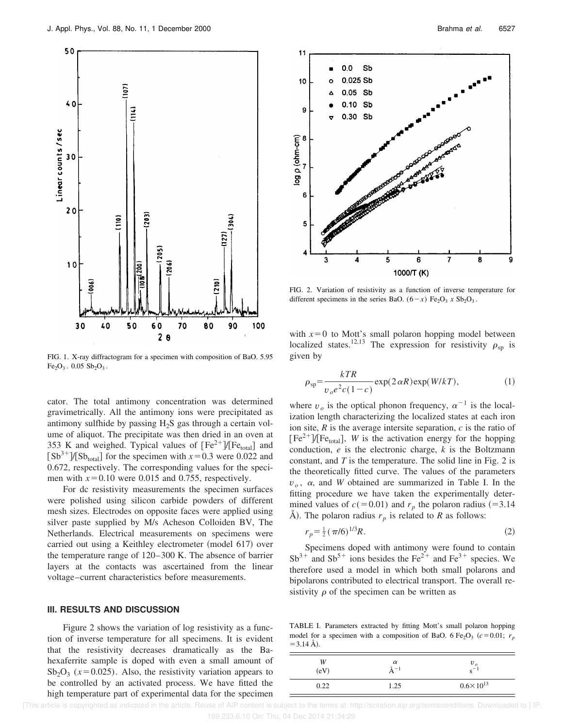FIG. 1. X-ray diffractogram for a specimen with composition of BaO. 5.95 $Fe_2O_3$. 0.05 $Sb_2O_3$.

cator. The total antimony concentration was determined gravimetrically. All the antimony ions were precipitated as antimony sulfhide by passing $H_2S$ gas through a certain volume of aliquot. The precipitate was then dried in an oven at 353 K and weighed. Typical values of $[Fe^{2+}]/[Fe_{total}]$ and $[Sb^{3+}]/[Sb_{total}]$ for the specimen with $x=0.3$ were 0.022 and 0.672, respectively. The corresponding values for the specimen with $x=0.10$ were 0.015 and 0.755, respectively.

For dc resistivity measurements the specimen surfaces were polished using silicon carbide powders of different mesh sizes. Electrodes on opposite faces were applied using silver paste supplied by M/s Acheson Colloiden BV, The Netherlands. Electrical measurements on specimens were carried out using a Keithley electrometer (model 617) over the temperature range of 120–300 K. The absence of barrier layers at the contacts was ascertained from the linear voltage–current characteristics before measurements.

## III. RESULTS AND DISCUSSION

Figure 2 shows the variation of log resistivity as a function of inverse temperature for all specimens. It is evident that the resistivity decreases dramatically as the Ba-hexaferrite sample is doped with even a small amount of $Sb_2O_3$ $(x=0.025)$. Also, the resistivity variation appears to be controlled by an activated process. We have fitted the high temperature part of experimental data for the specimen with $x=0$ to Mott's small polaron hopping model between localized states.[12,13] The expression for resistivity $\rho_{sp}$ is given by

FIG. 2. Variation of resistivity as a function of inverse temperature for different specimens in the series BaO. $(6-x)$ $Fe_2O_3$ $x$ $Sb_2O_3$.

$$\rho_{sp}=\frac{kTR}{v_o e^2 c(1-c)}\exp(2\alpha R)\exp(W/kT), \tag{1}$$

where $v_o$ is the optical phonon frequency, $\alpha^{-1}$ is the localization length characterizing the localized states at each iron ion site, $R$ is the average intersite separation, $c$ is the ratio of $[Fe^{2+}]/[Fe_{total}]$, $W$ is the activation energy for the hopping conduction, $e$ is the electronic charge, $k$ is the Boltzmann constant, and $T$ is the temperature. The solid line in Fig. 2 is the theoretically fitted curve. The values of the parameters $v_o$, $\alpha$, and $W$ obtained are summarized in Table I. In the fitting procedure we have taken the experimentally determined values of $c(=0.01)$ and $r_p$ the polaron radius (=3.14 Å). The polaron radius $r_p$ is related to $R$ as follows:

$$r_p=\tfrac{1}{2}(\pi/6)^{1/3}R. \tag{2}$$

Specimens doped with antimony were found to contain $Sb^{3+}$ and $Sb^{5+}$ ions besides the $Fe^{2+}$ and $Fe^{3+}$ species. We therefore used a model in which both small polarons and bipolarons contributed to electrical transport. The overall resistivity $\rho$ of the specimen can be written as

TABLE I. Parameters extracted by fitting Mott's small polaron hopping model for a specimen with a composition of BaO. 6 $Fe_2O_3$ $(c=0.01;\ r_p=3.14$ Å).

| $W$ (eV) | $\alpha$ Å$^{-1}$ | $v_o$ s$^{-1}$ |
|---|---|---|
| 0.22 | 1.25 | $0.6\times10^{13}$ |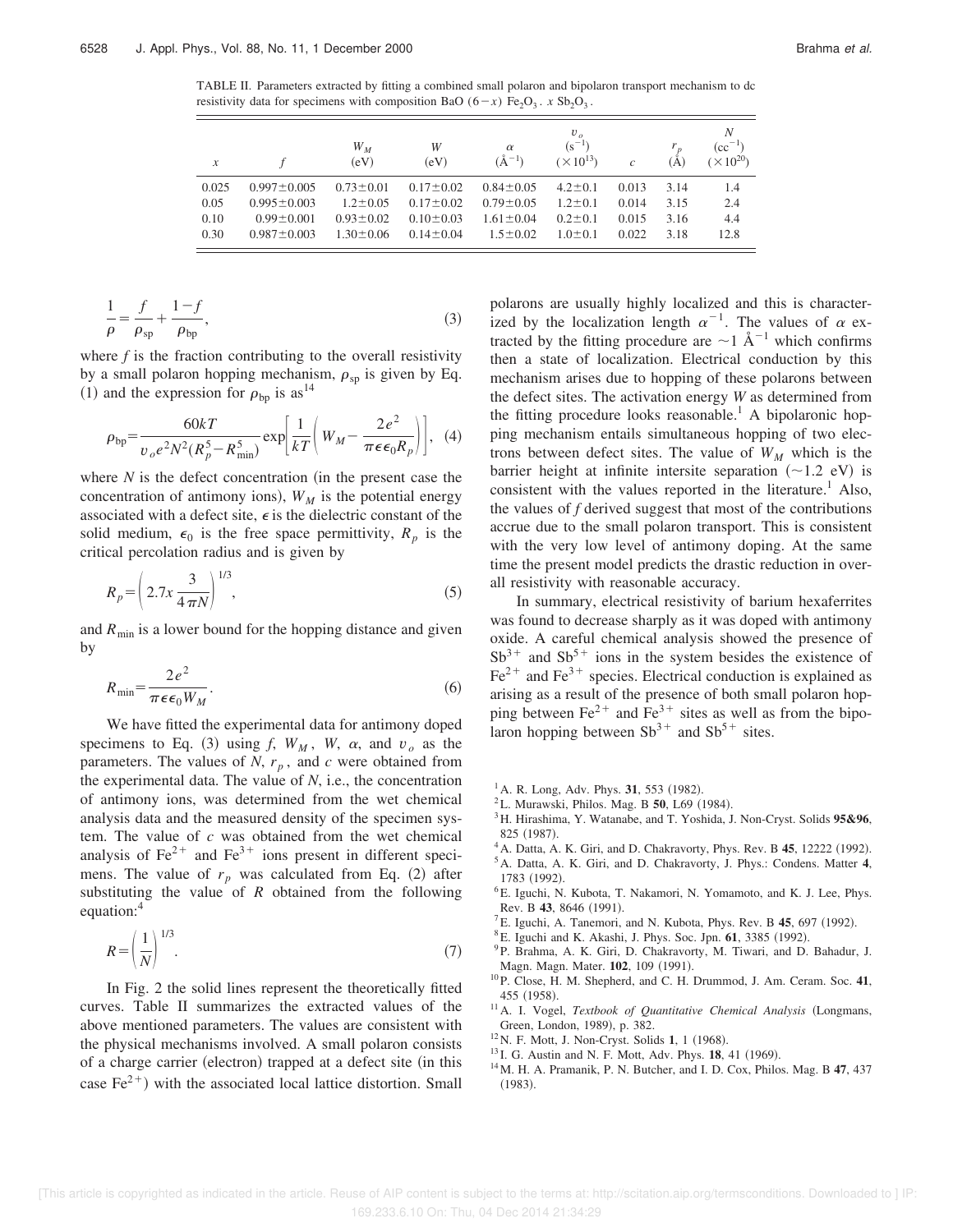TABLE II. Parameters extracted by fitting a combined small polaron and bipolaron transport mechanism to dc resistivity data for specimens with composition BaO $(6-x)$ $Fe_2O_3$ . $x$ $Sb_2O_3$ .

| $x$ | $f$ | $W_M$ (eV) | $W$ (eV) | $\alpha$ ($\text{Å}^{-1}$) | $v_o$ ($s^{-1}$) ($\times 10^{13}$) | $c$ | $r_p$ (Å) | $N$ ($cc^{-1}$) ($\times 10^{20}$) |
|---|---|---|---|---|---|---|---|---|
| 0.025 | $0.997\pm0.005$ | $0.73\pm0.01$ | $0.17\pm0.02$ | $0.84\pm0.05$ | $4.2\pm0.1$ | 0.013 | 3.14 | 1.4 |
| 0.05 | $0.995\pm0.003$ | $1.2\pm0.05$ | $0.17\pm0.02$ | $0.79\pm0.05$ | $1.2\pm0.1$ | 0.014 | 3.15 | 2.4 |
| 0.10 | $0.99\pm0.001$ | $0.93\pm0.02$ | $0.10\pm0.03$ | $1.61\pm0.04$ | $0.2\pm0.1$ | 0.015 | 3.16 | 4.4 |
| 0.30 | $0.987\pm0.003$ | $1.30\pm0.06$ | $0.14\pm0.04$ | $1.5\pm0.02$ | $1.0\pm0.1$ | 0.022 | 3.18 | 12.8 |

$$\frac{1}{\rho}=\frac{f}{\rho_{\rm sp}}+\frac{1-f}{\rho_{\rm bp}}, \tag{3}$$

where $f$ is the fraction contributing to the overall resistivity by a small polaron hopping mechanism, $\rho_{\rm sp}$ is given by Eq. (1) and the expression for $\rho_{\rm bp}$ is as[14]

$$\rho_{\rm bp}=\frac{60kT}{v_o e^2 N^2 (R_p^5-R_{\rm min}^5)}\exp\left[\frac{1}{kT}\left(W_M-\frac{2e^2}{\pi\epsilon\epsilon_0 R_p}\right)\right], \tag{4}$$

where $N$ is the defect concentration (in the present case the concentration of antimony ions), $W_M$ is the potential energy associated with a defect site, $\epsilon$ is the dielectric constant of the solid medium, $\epsilon_0$ is the free space permittivity, $R_p$ is the critical percolation radius and is given by

$$R_p=\left(2.7x\frac{3}{4\pi N}\right)^{1/3}, \tag{5}$$

and $R_{\rm min}$ is a lower bound for the hopping distance and given by

$$R_{\rm min}=\frac{2e^2}{\pi\epsilon\epsilon_0 W_M}. \tag{6}$$

We have fitted the experimental data for antimony doped specimens to Eq. (3) using $f$, $W_M$, $W$, $\alpha$, and $v_o$ as the parameters. The values of $N$, $r_p$, and $c$ were obtained from the experimental data. The value of $N$, i.e., the concentration of antimony ions, was determined from the wet chemical analysis data and the measured density of the specimen system. The value of $c$ was obtained from the wet chemical analysis of $Fe^{2+}$ and $Fe^{3+}$ ions present in different specimens. The value of $r_p$ was calculated from Eq. (2) after substituting the value of $R$ obtained from the following equation:[4]

$$R=\left(\frac{1}{N}\right)^{1/3}. \tag{7}$$

In Fig. 2 the solid lines represent the theoretically fitted curves. Table II summarizes the extracted values of the above mentioned parameters. The values are consistent with the physical mechanisms involved. A small polaron consists of a charge carrier (electron) trapped at a defect site (in this case $Fe^{2+}$) with the associated local lattice distortion. Small polarons are usually highly localized and this is characterized by the localization length $\alpha^{-1}$. The values of $\alpha$ extracted by the fitting procedure are $\sim 1$ $\text{Å}^{-1}$ which confirms then a state of localization. Electrical conduction by this mechanism arises due to hopping of these polarons between the defect sites. The activation energy $W$ as determined from the fitting procedure looks reasonable.[1] A bipolaronic hopping mechanism entails simultaneous hopping of two electrons between defect sites. The value of $W_M$ which is the barrier height at infinite intersite separation ($\sim$1.2 eV) is consistent with the values reported in the literature.[1] Also, the values of $f$ derived suggest that most of the contributions accrue due to the small polaron transport. This is consistent with the very low level of antimony doping. At the same time the present model predicts the drastic reduction in overall resistivity with reasonable accuracy.

In summary, electrical resistivity of barium hexaferrites was found to decrease sharply as it was doped with antimony oxide. A careful chemical analysis showed the presence of $Sb^{3+}$ and $Sb^{5+}$ ions in the system besides the existence of $Fe^{2+}$ and $Fe^{3+}$ species. Electrical conduction is explained as arising as a result of the presence of both small polaron hopping between $Fe^{2+}$ and $Fe^{3+}$ sites as well as from the bipolaron hopping between $Sb^{3+}$ and $Sb^{5+}$ sites.

[1] A. R. Long, Adv. Phys. **31**, 553 (1982).
[2] L. Murawski, Philos. Mag. B **50**, L69 (1984).
[3] H. Hirashima, Y. Watanabe, and T. Yoshida, J. Non-Cryst. Solids **95&96**, 825 (1987).
[4] A. Datta, A. K. Giri, and D. Chakravorty, Phys. Rev. B **45**, 12222 (1992).
[5] A. Datta, A. K. Giri, and D. Chakravorty, J. Phys.: Condens. Matter **4**, 1783 (1992).
[6] E. Iguchi, N. Kubota, T. Nakamori, N. Yomamoto, and K. J. Lee, Phys. Rev. B **43**, 8646 (1991).
[7] E. Iguchi, A. Tanemori, and N. Kubota, Phys. Rev. B **45**, 697 (1992).
[8] E. Iguchi and K. Akashi, J. Phys. Soc. Jpn. **61**, 3385 (1992).
[9] P. Brahma, A. K. Giri, D. Chakravorty, M. Tiwari, and D. Bahadur, J. Magn. Magn. Mater. **102**, 109 (1991).
[10] P. Close, H. M. Shepherd, and C. H. Drummod, J. Am. Ceram. Soc. **41**, 455 (1958).
[11] A. I. Vogel, *Textbook of Quantitative Chemical Analysis* (Longmans, Green, London, 1989), p. 382.
[12] N. F. Mott, J. Non-Cryst. Solids **1**, 1 (1968).
[13] I. G. Austin and N. F. Mott, Adv. Phys. **18**, 41 (1969).
[14] M. H. A. Pramanik, P. N. Butcher, and I. D. Cox, Philos. Mag. B **47**, 437 (1983).